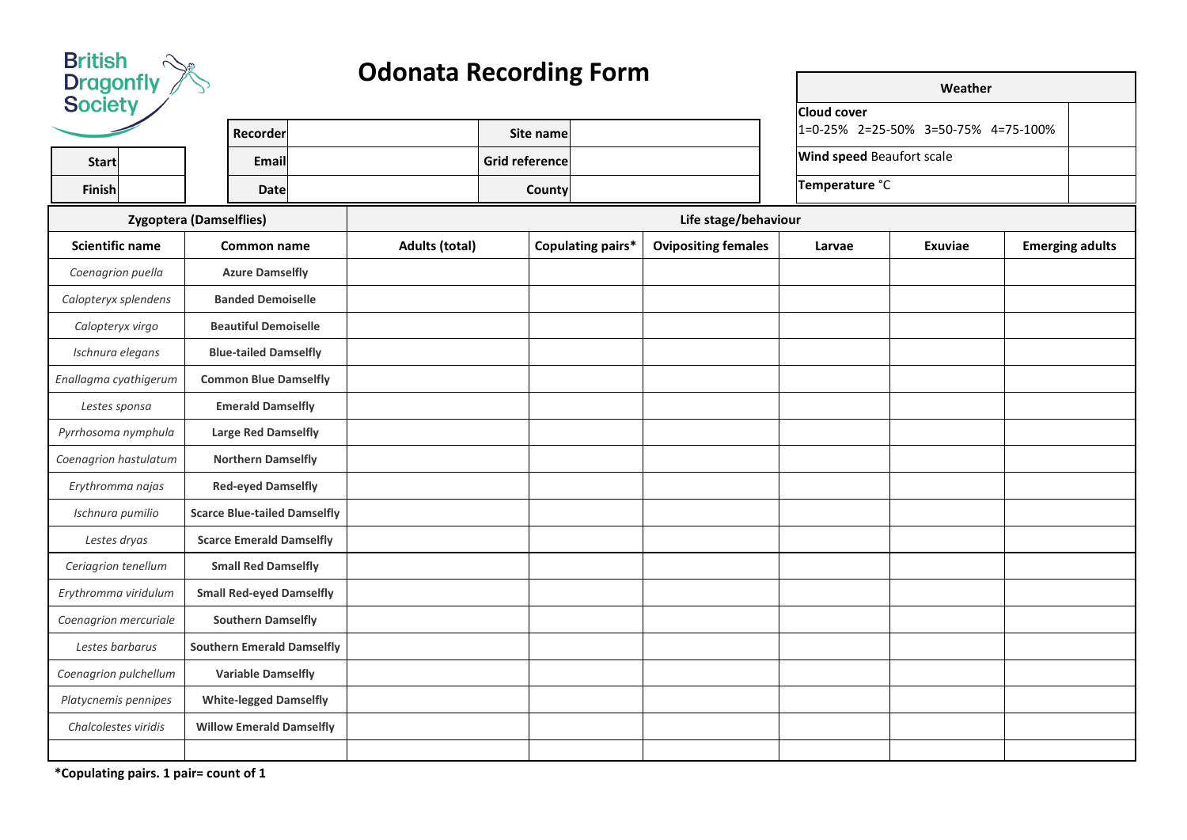British Dragonfly Society

# Odonata Recording Form

| Start | |
|---|---|
| Finish | |

| Recorder | | Site name | |
|---|---|---|---|
| Email | | Grid reference | |
| Date | | County | |

| Weather | |
|---|---|
| **Cloud cover** 1=0-25% 2=25-50% 3=50-75% 4=75-100% | |
| **Wind speed** Beaufort scale | |
| **Temperature** °C | |

| Zygoptera (Damselflies) | | Life stage/behaviour | | | | | |
|---|---|---|---|---|---|---|---|
| **Scientific name** | **Common name** | **Adults (total)** | **Copulating pairs*** | **Ovipositing females** | **Larvae** | **Exuviae** | **Emerging adults** |
| *Coenagrion puella* | **Azure Damselfly** | | | | | | |
| *Calopteryx splendens* | **Banded Demoiselle** | | | | | | |
| *Calopteryx virgo* | **Beautiful Demoiselle** | | | | | | |
| *Ischnura elegans* | **Blue-tailed Damselfly** | | | | | | |
| *Enallagma cyathigerum* | **Common Blue Damselfly** | | | | | | |
| *Lestes sponsa* | **Emerald Damselfly** | | | | | | |
| *Pyrrhosoma nymphula* | **Large Red Damselfly** | | | | | | |
| *Coenagrion hastulatum* | **Northern Damselfly** | | | | | | |
| *Erythromma najas* | **Red-eyed Damselfly** | | | | | | |
| *Ischnura pumilio* | **Scarce Blue-tailed Damselfly** | | | | | | |
| *Lestes dryas* | **Scarce Emerald Damselfly** | | | | | | |
| *Ceriagrion tenellum* | **Small Red Damselfly** | | | | | | |
| *Erythromma viridulum* | **Small Red-eyed Damselfly** | | | | | | |
| *Coenagrion mercuriale* | **Southern Damselfly** | | | | | | |
| *Lestes barbarus* | **Southern Emerald Damselfly** | | | | | | |
| *Coenagrion pulchellum* | **Variable Damselfly** | | | | | | |
| *Platycnemis pennipes* | **White-legged Damselfly** | | | | | | |
| *Chalcolestes viridis* | **Willow Emerald Damselfly** | | | | | | |
| | | | | | | | |

**\*Copulating pairs. 1 pair= count of 1**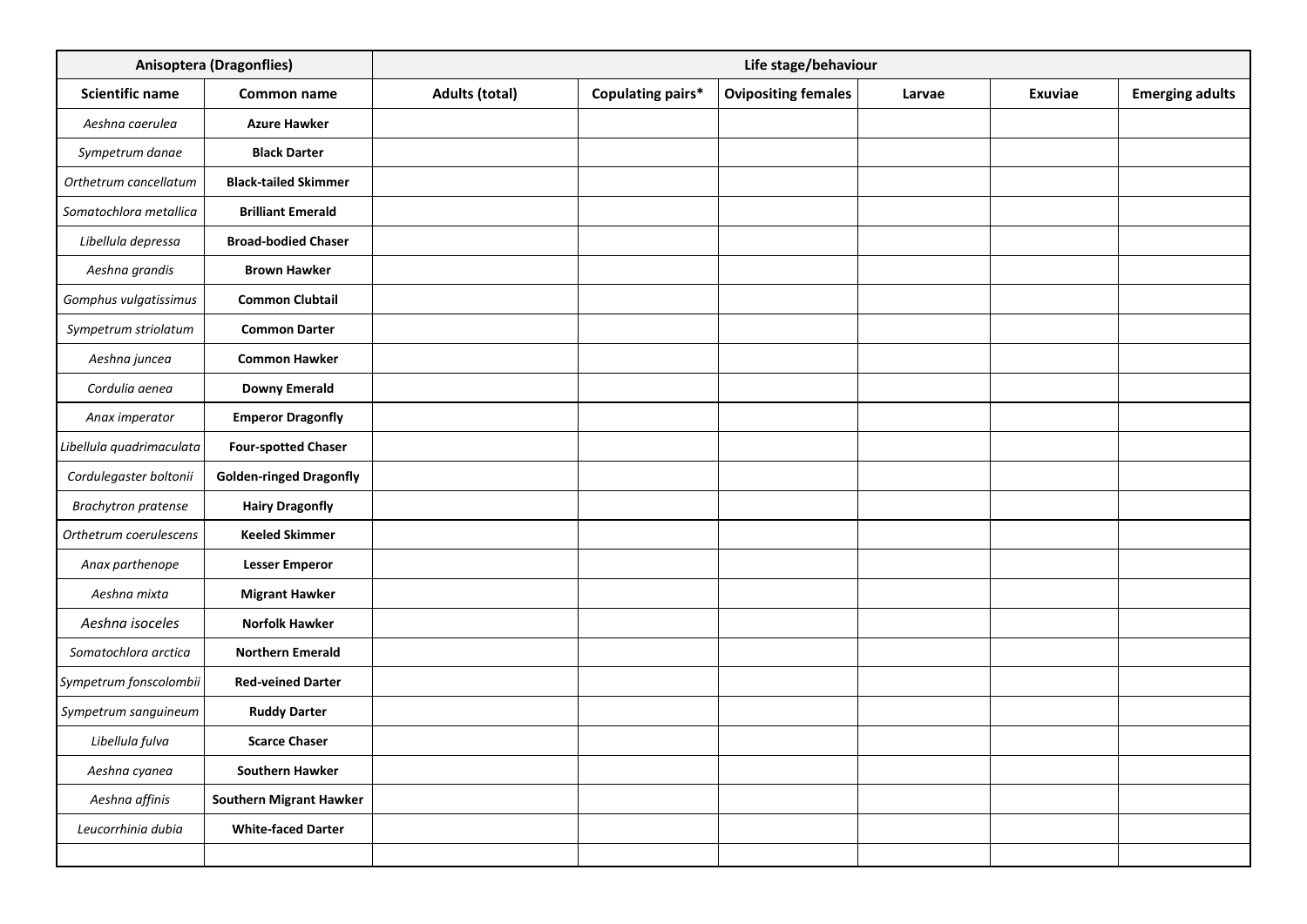| Anisoptera (Dragonflies) | | Life stage/behaviour | | | | | |
|---|---|---|---|---|---|---|---|
| **Scientific name** | **Common name** | **Adults (total)** | **Copulating pairs*** | **Ovipositing females** | **Larvae** | **Exuviae** | **Emerging adults** |
| *Aeshna caerulea* | **Azure Hawker** | | | | | | |
| *Sympetrum danae* | **Black Darter** | | | | | | |
| *Orthetrum cancellatum* | **Black-tailed Skimmer** | | | | | | |
| *Somatochlora metallica* | **Brilliant Emerald** | | | | | | |
| *Libellula depressa* | **Broad-bodied Chaser** | | | | | | |
| *Aeshna grandis* | **Brown Hawker** | | | | | | |
| *Gomphus vulgatissimus* | **Common Clubtail** | | | | | | |
| *Sympetrum striolatum* | **Common Darter** | | | | | | |
| *Aeshna juncea* | **Common Hawker** | | | | | | |
| *Cordulia aenea* | **Downy Emerald** | | | | | | |
| *Anax imperator* | **Emperor Dragonfly** | | | | | | |
| *Libellula quadrimaculata* | **Four-spotted Chaser** | | | | | | |
| *Cordulegaster boltonii* | **Golden-ringed Dragonfly** | | | | | | |
| *Brachytron pratense* | **Hairy Dragonfly** | | | | | | |
| *Orthetrum coerulescens* | **Keeled Skimmer** | | | | | | |
| *Anax parthenope* | **Lesser Emperor** | | | | | | |
| *Aeshna mixta* | **Migrant Hawker** | | | | | | |
| *Aeshna isoceles* | **Norfolk Hawker** | | | | | | |
| *Somatochlora arctica* | **Northern Emerald** | | | | | | |
| *Sympetrum fonscolombii* | **Red-veined Darter** | | | | | | |
| *Sympetrum sanguineum* | **Ruddy Darter** | | | | | | |
| *Libellula fulva* | **Scarce Chaser** | | | | | | |
| *Aeshna cyanea* | **Southern Hawker** | | | | | | |
| *Aeshna affinis* | **Southern Migrant Hawker** | | | | | | |
| *Leucorrhinia dubia* | **White-faced Darter** | | | | | | |
| | | | | | | | |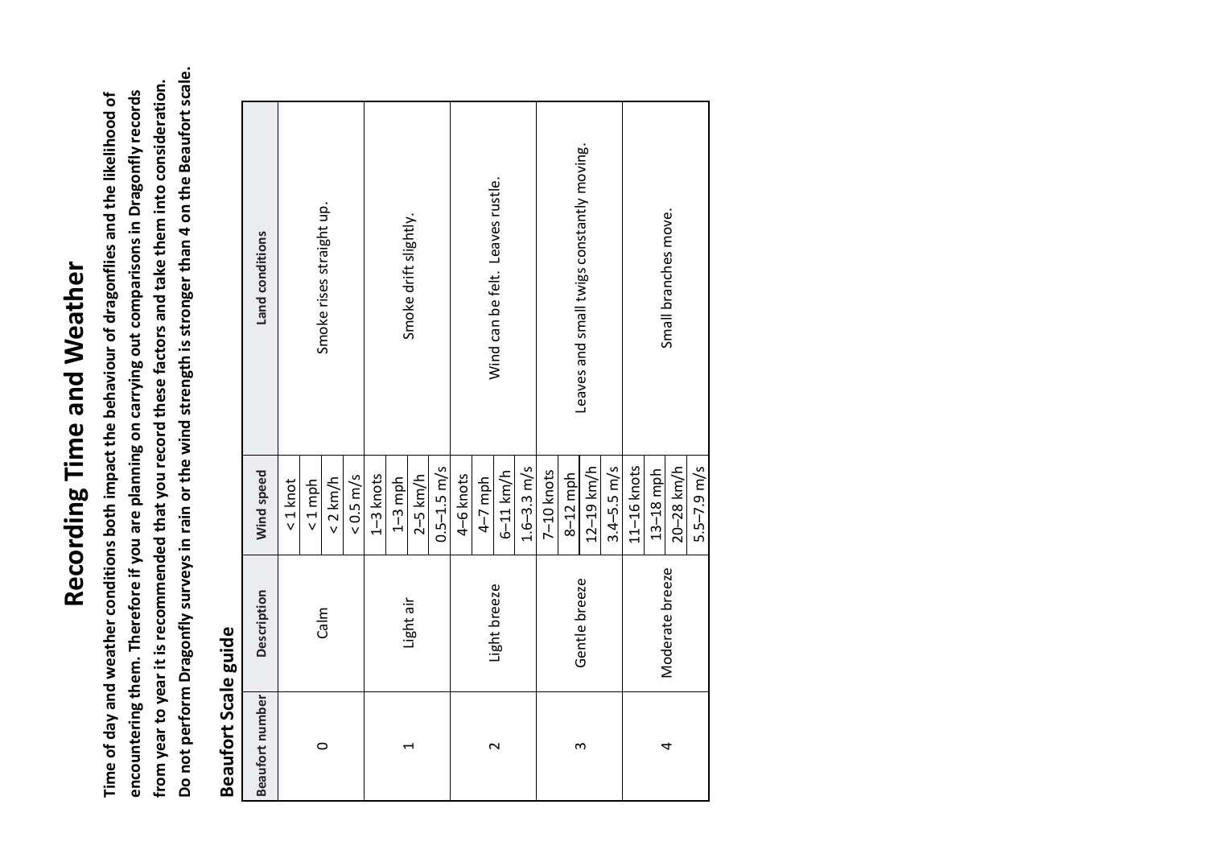# Recording Time and Weather

**Time of day and weather conditions both impact the behaviour of dragonflies and the likelihood of encountering them. Therefore if you are planning on carrying out comparisons in Dragonfly records from year to year it is recommended that you record these factors and take them into consideration. Do not perform Dragonfly surveys in rain or the wind strength is stronger than 4 on the Beaufort scale.**

## Beaufort Scale guide

| Beaufort number | Description | Wind speed | Land conditions |
|---|---|---|---|
| 0 | Calm | < 1 knot<br>< 1 mph<br>< 2 km/h<br>< 0.5 m/s | Smoke rises straight up. |
| 1 | Light air | 1–3 knots<br>1–3 mph<br>2–5 km/h<br>0.5–1.5 m/s | Smoke drift slightly. |
| 2 | Light breeze | 4–6 knots<br>4–7 mph<br>6–11 km/h<br>1.6–3.3 m/s | Wind can be felt. Leaves rustle. |
| 3 | Gentle breeze | 7–10 knots<br>8–12 mph<br>12–19 km/h<br>3.4–5.5 m/s | Leaves and small twigs constantly moving. |
| 4 | Moderate breeze | 11–16 knots<br>13–18 mph<br>20–28 km/h<br>5.5–7.9 m/s | Small branches move. |